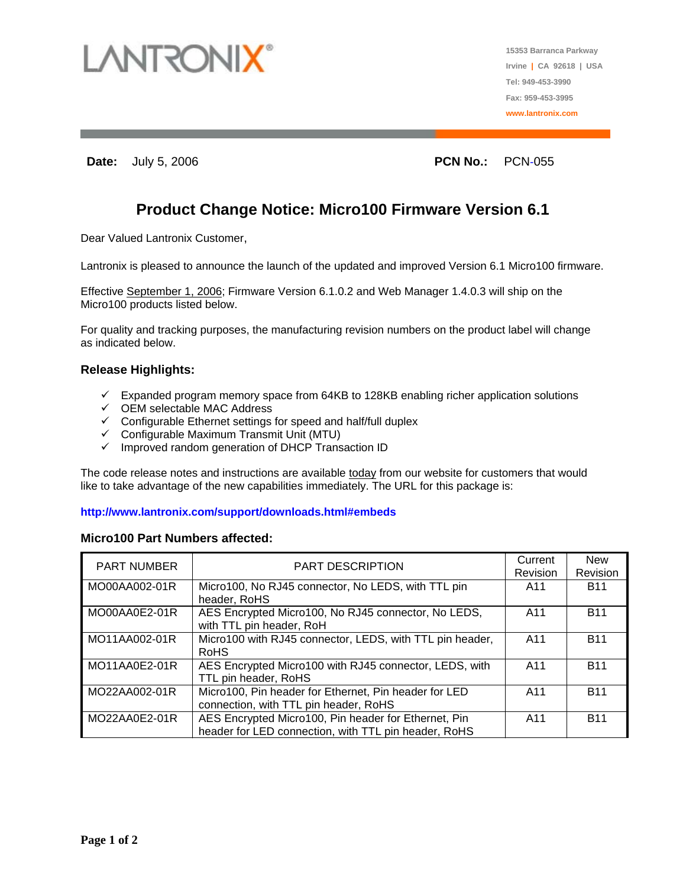LANTRONIX®

15353 Barranca Parkway
Irvine | CA 92618 | USA
Tel: 949-453-3990
Fax: 959-453-3995
www.lantronix.com

**Date:** July 5, 2006 **PCN No.:** PCN-055

# Product Change Notice: Micro100 Firmware Version 6.1

Dear Valued Lantronix Customer,

Lantronix is pleased to announce the launch of the updated and improved Version 6.1 Micro100 firmware.

Effective September 1, 2006; Firmware Version 6.1.0.2 and Web Manager 1.4.0.3 will ship on the Micro100 products listed below.

For quality and tracking purposes, the manufacturing revision numbers on the product label will change as indicated below.

### Release Highlights:

- ✓ Expanded program memory space from 64KB to 128KB enabling richer application solutions
- ✓ OEM selectable MAC Address
- ✓ Configurable Ethernet settings for speed and half/full duplex
- ✓ Configurable Maximum Transmit Unit (MTU)
- ✓ Improved random generation of DHCP Transaction ID

The code release notes and instructions are available today from our website for customers that would like to take advantage of the new capabilities immediately. The URL for this package is:

**http://www.lantronix.com/support/downloads.html#embeds**

### Micro100 Part Numbers affected:

| PART NUMBER | PART DESCRIPTION | Current Revision | New Revision |
|---|---|---|---|
| MO00AA002-01R | Micro100, No RJ45 connector, No LEDS, with TTL pin header, RoHS | A11 | B11 |
| MO00AA0E2-01R | AES Encrypted Micro100, No RJ45 connector, No LEDS, with TTL pin header, RoH | A11 | B11 |
| MO11AA002-01R | Micro100 with RJ45 connector, LEDS, with TTL pin header, RoHS | A11 | B11 |
| MO11AA0E2-01R | AES Encrypted Micro100 with RJ45 connector, LEDS, with TTL pin header, RoHS | A11 | B11 |
| MO22AA002-01R | Micro100, Pin header for Ethernet, Pin header for LED connection, with TTL pin header, RoHS | A11 | B11 |
| MO22AA0E2-01R | AES Encrypted Micro100, Pin header for Ethernet, Pin header for LED connection, with TTL pin header, RoHS | A11 | B11 |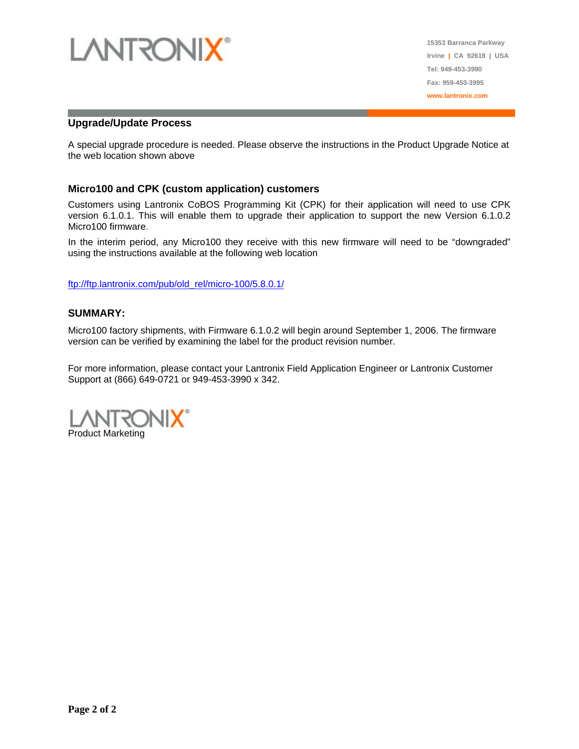LANTRONIX®

15353 Barranca Parkway
Irvine | CA 92618 | USA
Tel: 949-453-3990
Fax: 959-453-3995
www.lantronix.com

## Upgrade/Update Process

A special upgrade procedure is needed. Please observe the instructions in the Product Upgrade Notice at the web location shown above

## Micro100 and CPK (custom application) customers

Customers using Lantronix CoBOS Programming Kit (CPK) for their application will need to use CPK version 6.1.0.1. This will enable them to upgrade their application to support the new Version 6.1.0.2 Micro100 firmware.

In the interim period, any Micro100 they receive with this new firmware will need to be "downgraded" using the instructions available at the following web location

ftp://ftp.lantronix.com/pub/old_rel/micro-100/5.8.0.1/

## SUMMARY:

Micro100 factory shipments, with Firmware 6.1.0.2 will begin around September 1, 2006. The firmware version can be verified by examining the label for the product revision number.

For more information, please contact your Lantronix Field Application Engineer or Lantronix Customer Support at (866) 649-0721 or 949-453-3990 x 342.

LANTRONIX®
Product Marketing